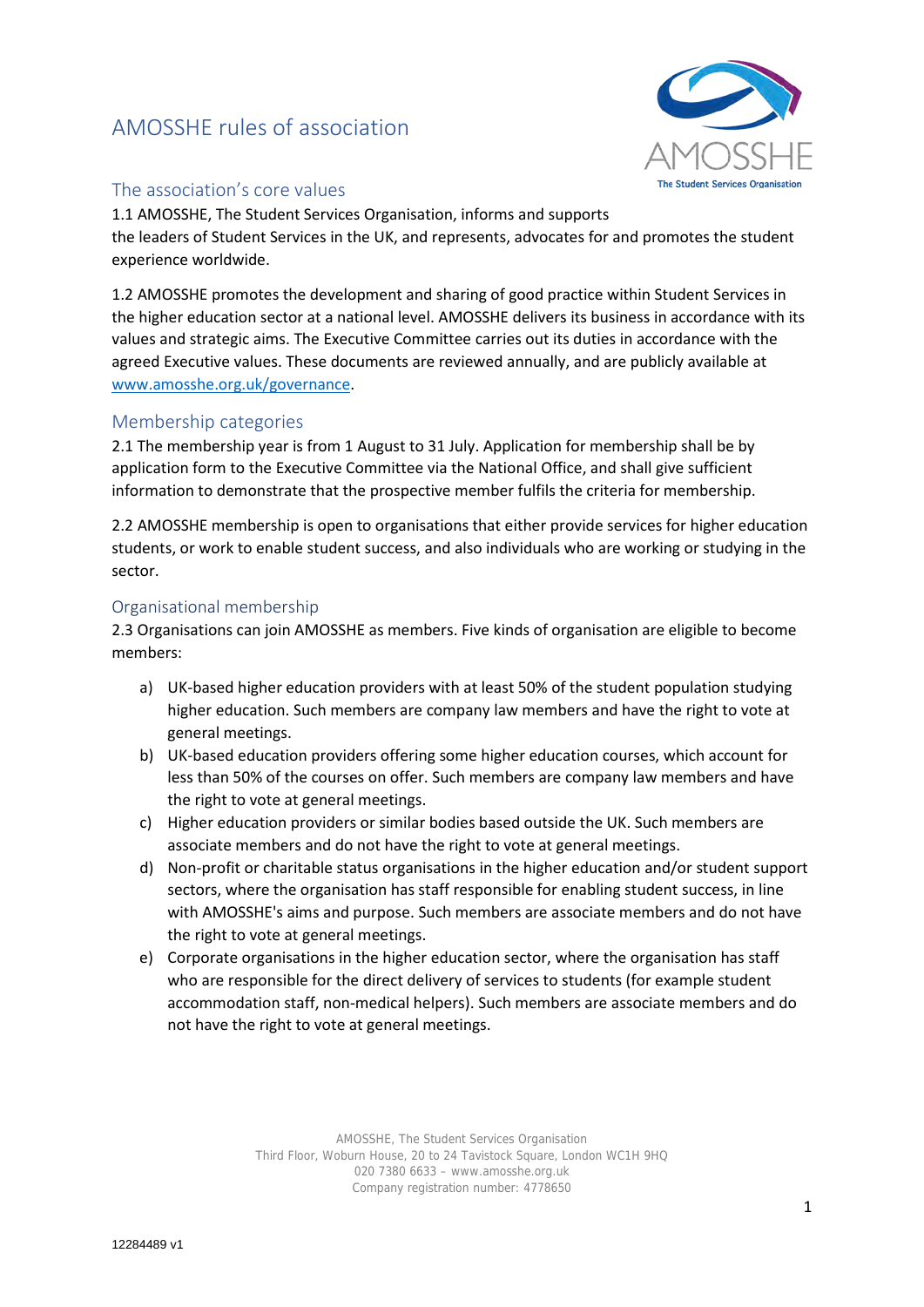# AMOSSHE rules of association

## The association's core values

1.1 AMOSSHE, The Student Services Organisation, informs and supports the leaders of Student Services in the UK, and represents, advocates for and promotes the student experience worldwide.

1.2 AMOSSHE promotes the development and sharing of good practice within Student Services in the higher education sector at a national level. AMOSSHE delivers its business in accordance with its values and strategic aims. The Executive Committee carries out its duties in accordance with the agreed Executive values. These documents are reviewed annually, and are publicly available at www.amosshe.org.uk/governance.

## Membership categories

2.1 The membership year is from 1 August to 31 July. Application for membership shall be by application form to the Executive Committee via the National Office, and shall give sufficient information to demonstrate that the prospective member fulfils the criteria for membership.

2.2 AMOSSHE membership is open to organisations that either provide services for higher education students, or work to enable student success, and also individuals who are working or studying in the sector.

### Organisational membership

2.3 Organisations can join AMOSSHE as members. Five kinds of organisation are eligible to become members:

a) UK-based higher education providers with at least 50% of the student population studying higher education. Such members are company law members and have the right to vote at general meetings.

b) UK-based education providers offering some higher education courses, which account for less than 50% of the courses on offer. Such members are company law members and have the right to vote at general meetings.

c) Higher education providers or similar bodies based outside the UK. Such members are associate members and do not have the right to vote at general meetings.

d) Non-profit or charitable status organisations in the higher education and/or student support sectors, where the organisation has staff responsible for enabling student success, in line with AMOSSHE's aims and purpose. Such members are associate members and do not have the right to vote at general meetings.

e) Corporate organisations in the higher education sector, where the organisation has staff who are responsible for the direct delivery of services to students (for example student accommodation staff, non-medical helpers). Such members are associate members and do not have the right to vote at general meetings.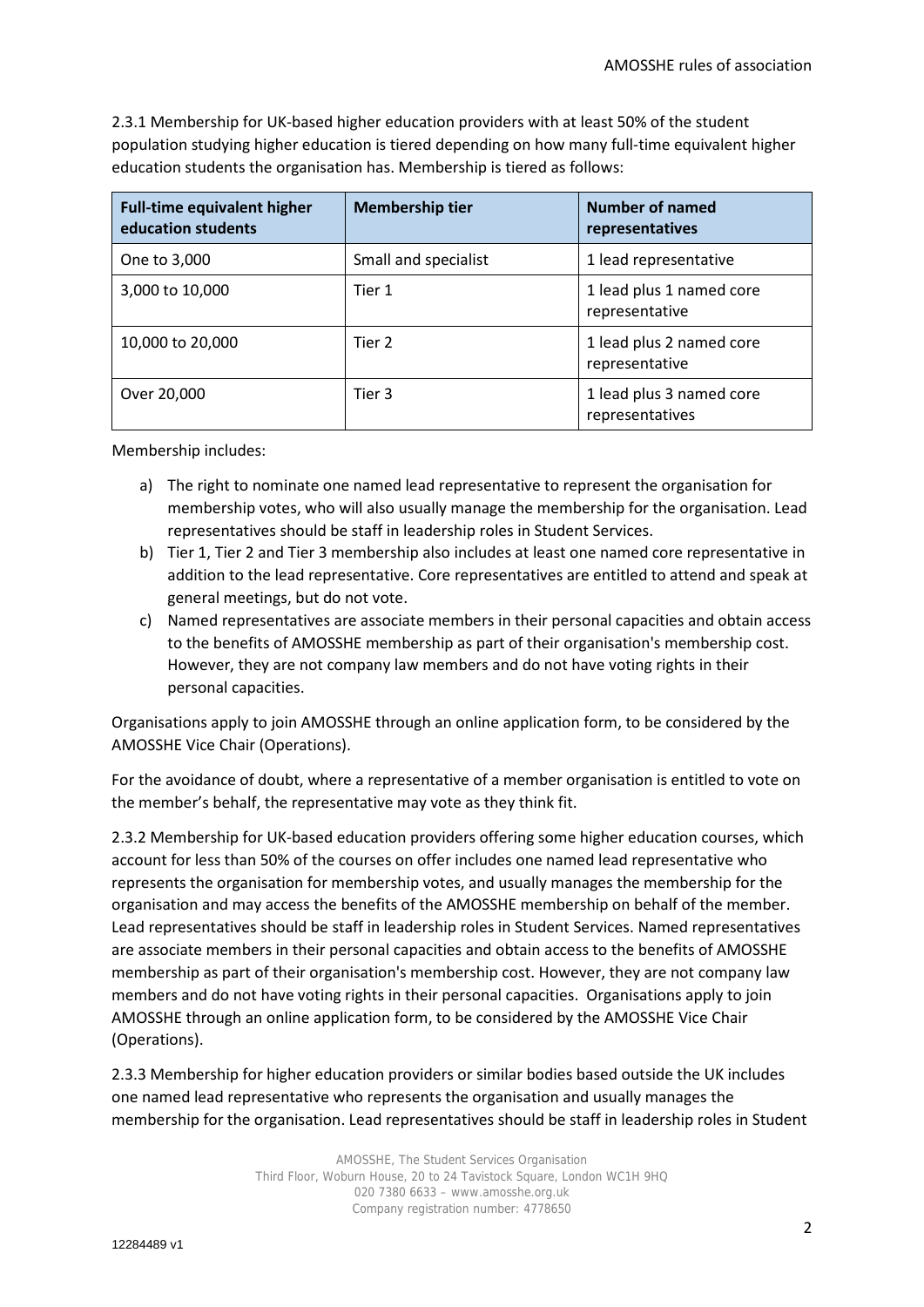2.3.1 Membership for UK-based higher education providers with at least 50% of the student population studying higher education is tiered depending on how many full-time equivalent higher education students the organisation has. Membership is tiered as follows:

| Full-time equivalent higher education students | Membership tier | Number of named representatives |
|---|---|---|
| One to 3,000 | Small and specialist | 1 lead representative |
| 3,000 to 10,000 | Tier 1 | 1 lead plus 1 named core representative |
| 10,000 to 20,000 | Tier 2 | 1 lead plus 2 named core representative |
| Over 20,000 | Tier 3 | 1 lead plus 3 named core representatives |

Membership includes:

a) The right to nominate one named lead representative to represent the organisation for membership votes, who will also usually manage the membership for the organisation. Lead representatives should be staff in leadership roles in Student Services.

b) Tier 1, Tier 2 and Tier 3 membership also includes at least one named core representative in addition to the lead representative. Core representatives are entitled to attend and speak at general meetings, but do not vote.

c) Named representatives are associate members in their personal capacities and obtain access to the benefits of AMOSSHE membership as part of their organisation's membership cost. However, they are not company law members and do not have voting rights in their personal capacities.

Organisations apply to join AMOSSHE through an online application form, to be considered by the AMOSSHE Vice Chair (Operations).

For the avoidance of doubt, where a representative of a member organisation is entitled to vote on the member's behalf, the representative may vote as they think fit.

2.3.2 Membership for UK-based education providers offering some higher education courses, which account for less than 50% of the courses on offer includes one named lead representative who represents the organisation for membership votes, and usually manages the membership for the organisation and may access the benefits of the AMOSSHE membership on behalf of the member. Lead representatives should be staff in leadership roles in Student Services. Named representatives are associate members in their personal capacities and obtain access to the benefits of AMOSSHE membership as part of their organisation's membership cost. However, they are not company law members and do not have voting rights in their personal capacities. Organisations apply to join AMOSSHE through an online application form, to be considered by the AMOSSHE Vice Chair (Operations).

2.3.3 Membership for higher education providers or similar bodies based outside the UK includes one named lead representative who represents the organisation and usually manages the membership for the organisation. Lead representatives should be staff in leadership roles in Student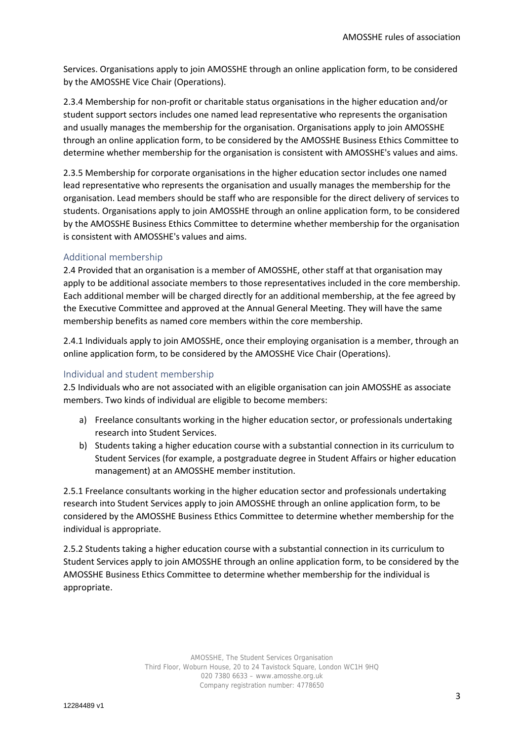Services. Organisations apply to join AMOSSHE through an online application form, to be considered by the AMOSSHE Vice Chair (Operations).

2.3.4 Membership for non-profit or charitable status organisations in the higher education and/or student support sectors includes one named lead representative who represents the organisation and usually manages the membership for the organisation. Organisations apply to join AMOSSHE through an online application form, to be considered by the AMOSSHE Business Ethics Committee to determine whether membership for the organisation is consistent with AMOSSHE's values and aims.

2.3.5 Membership for corporate organisations in the higher education sector includes one named lead representative who represents the organisation and usually manages the membership for the organisation. Lead members should be staff who are responsible for the direct delivery of services to students. Organisations apply to join AMOSSHE through an online application form, to be considered by the AMOSSHE Business Ethics Committee to determine whether membership for the organisation is consistent with AMOSSHE's values and aims.

### Additional membership

2.4 Provided that an organisation is a member of AMOSSHE, other staff at that organisation may apply to be additional associate members to those representatives included in the core membership. Each additional member will be charged directly for an additional membership, at the fee agreed by the Executive Committee and approved at the Annual General Meeting. They will have the same membership benefits as named core members within the core membership.

2.4.1 Individuals apply to join AMOSSHE, once their employing organisation is a member, through an online application form, to be considered by the AMOSSHE Vice Chair (Operations).

### Individual and student membership

2.5 Individuals who are not associated with an eligible organisation can join AMOSSHE as associate members. Two kinds of individual are eligible to become members:

a) Freelance consultants working in the higher education sector, or professionals undertaking research into Student Services.
b) Students taking a higher education course with a substantial connection in its curriculum to Student Services (for example, a postgraduate degree in Student Affairs or higher education management) at an AMOSSHE member institution.

2.5.1 Freelance consultants working in the higher education sector and professionals undertaking research into Student Services apply to join AMOSSHE through an online application form, to be considered by the AMOSSHE Business Ethics Committee to determine whether membership for the individual is appropriate.

2.5.2 Students taking a higher education course with a substantial connection in its curriculum to Student Services apply to join AMOSSHE through an online application form, to be considered by the AMOSSHE Business Ethics Committee to determine whether membership for the individual is appropriate.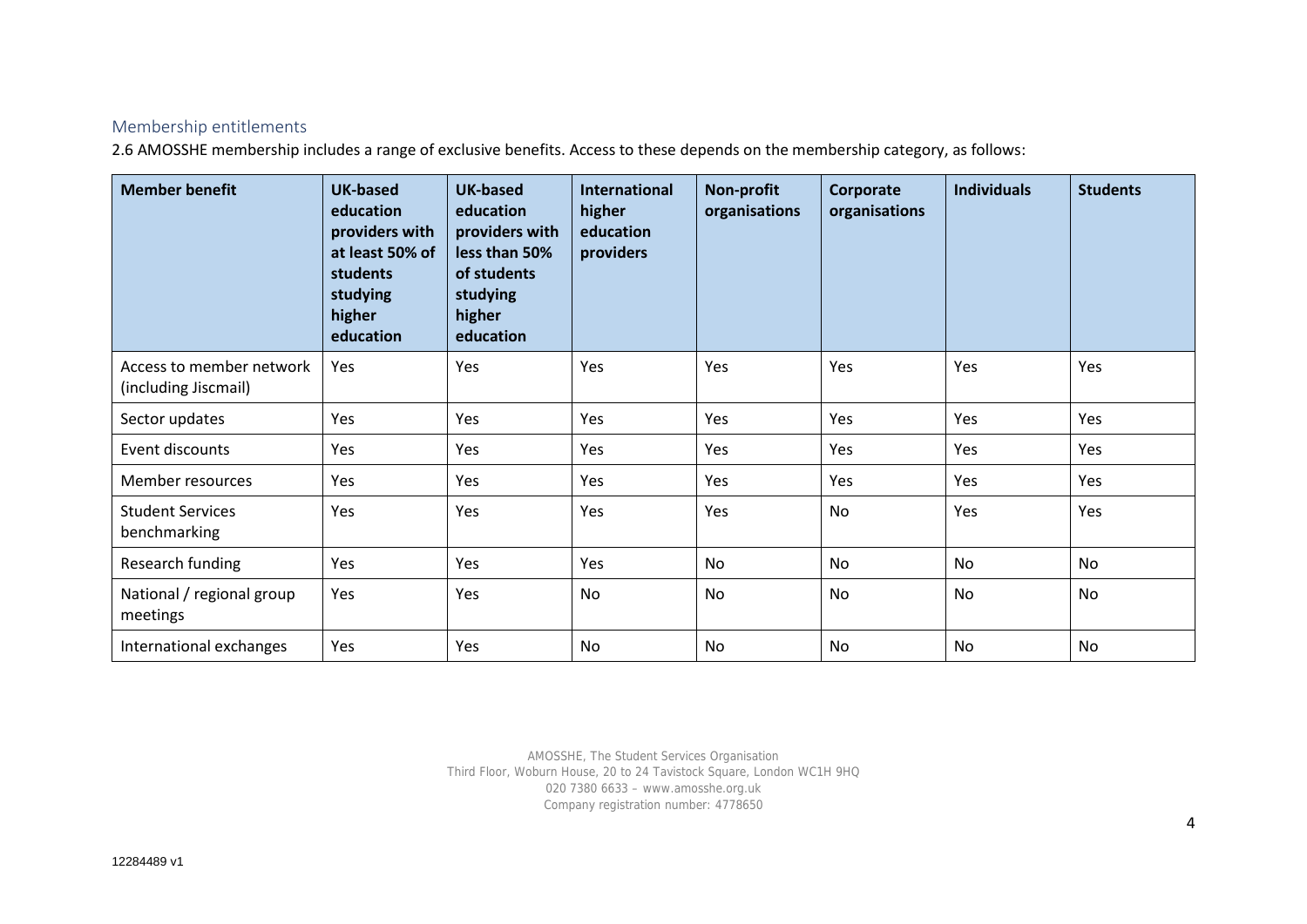## Membership entitlements

2.6 AMOSSHE membership includes a range of exclusive benefits. Access to these depends on the membership category, as follows:

| Member benefit | UK-based education providers with at least 50% of students studying higher education | UK-based education providers with less than 50% of students studying higher education | International higher education providers | Non-profit organisations | Corporate organisations | Individuals | Students |
|---|---|---|---|---|---|---|---|
| Access to member network (including Jiscmail) | Yes | Yes | Yes | Yes | Yes | Yes | Yes |
| Sector updates | Yes | Yes | Yes | Yes | Yes | Yes | Yes |
| Event discounts | Yes | Yes | Yes | Yes | Yes | Yes | Yes |
| Member resources | Yes | Yes | Yes | Yes | Yes | Yes | Yes |
| Student Services benchmarking | Yes | Yes | Yes | Yes | No | Yes | Yes |
| Research funding | Yes | Yes | Yes | No | No | No | No |
| National / regional group meetings | Yes | Yes | No | No | No | No | No |
| International exchanges | Yes | Yes | No | No | No | No | No |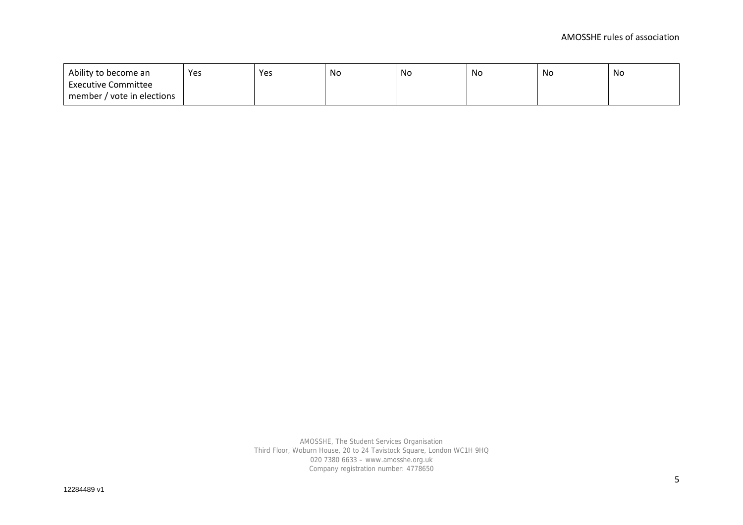| | | | | | | | |
|---|---|---|---|---|---|---|---|
| Ability to become an Executive Committee member / vote in elections | Yes | Yes | No | No | No | No | No |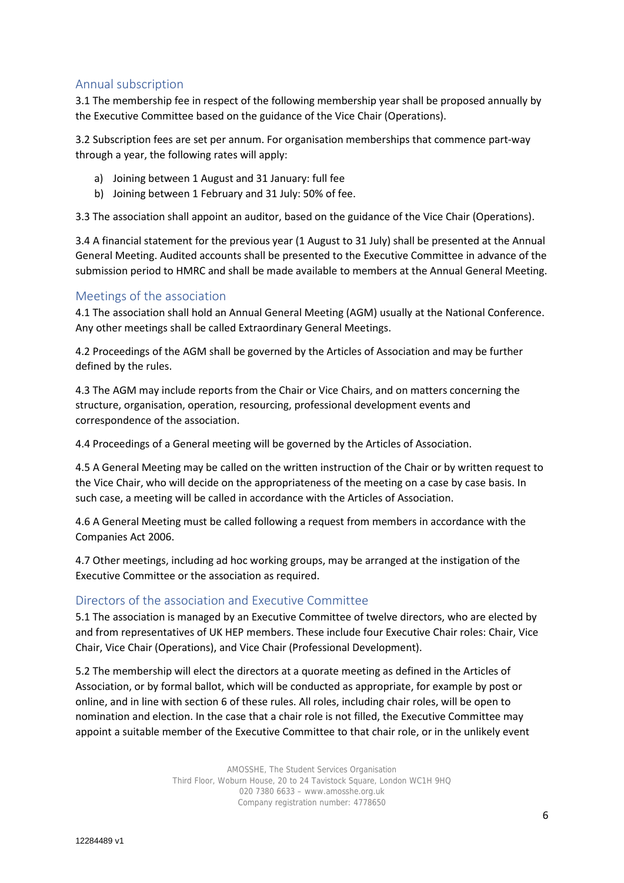## Annual subscription

3.1 The membership fee in respect of the following membership year shall be proposed annually by the Executive Committee based on the guidance of the Vice Chair (Operations).

3.2 Subscription fees are set per annum. For organisation memberships that commence part-way through a year, the following rates will apply:

a) Joining between 1 August and 31 January: full fee
b) Joining between 1 February and 31 July: 50% of fee.

3.3 The association shall appoint an auditor, based on the guidance of the Vice Chair (Operations).

3.4 A financial statement for the previous year (1 August to 31 July) shall be presented at the Annual General Meeting. Audited accounts shall be presented to the Executive Committee in advance of the submission period to HMRC and shall be made available to members at the Annual General Meeting.

## Meetings of the association

4.1 The association shall hold an Annual General Meeting (AGM) usually at the National Conference. Any other meetings shall be called Extraordinary General Meetings.

4.2 Proceedings of the AGM shall be governed by the Articles of Association and may be further defined by the rules.

4.3 The AGM may include reports from the Chair or Vice Chairs, and on matters concerning the structure, organisation, operation, resourcing, professional development events and correspondence of the association.

4.4 Proceedings of a General meeting will be governed by the Articles of Association.

4.5 A General Meeting may be called on the written instruction of the Chair or by written request to the Vice Chair, who will decide on the appropriateness of the meeting on a case by case basis. In such case, a meeting will be called in accordance with the Articles of Association.

4.6 A General Meeting must be called following a request from members in accordance with the Companies Act 2006.

4.7 Other meetings, including ad hoc working groups, may be arranged at the instigation of the Executive Committee or the association as required.

## Directors of the association and Executive Committee

5.1 The association is managed by an Executive Committee of twelve directors, who are elected by and from representatives of UK HEP members. These include four Executive Chair roles: Chair, Vice Chair, Vice Chair (Operations), and Vice Chair (Professional Development).

5.2 The membership will elect the directors at a quorate meeting as defined in the Articles of Association, or by formal ballot, which will be conducted as appropriate, for example by post or online, and in line with section 6 of these rules. All roles, including chair roles, will be open to nomination and election. In the case that a chair role is not filled, the Executive Committee may appoint a suitable member of the Executive Committee to that chair role, or in the unlikely event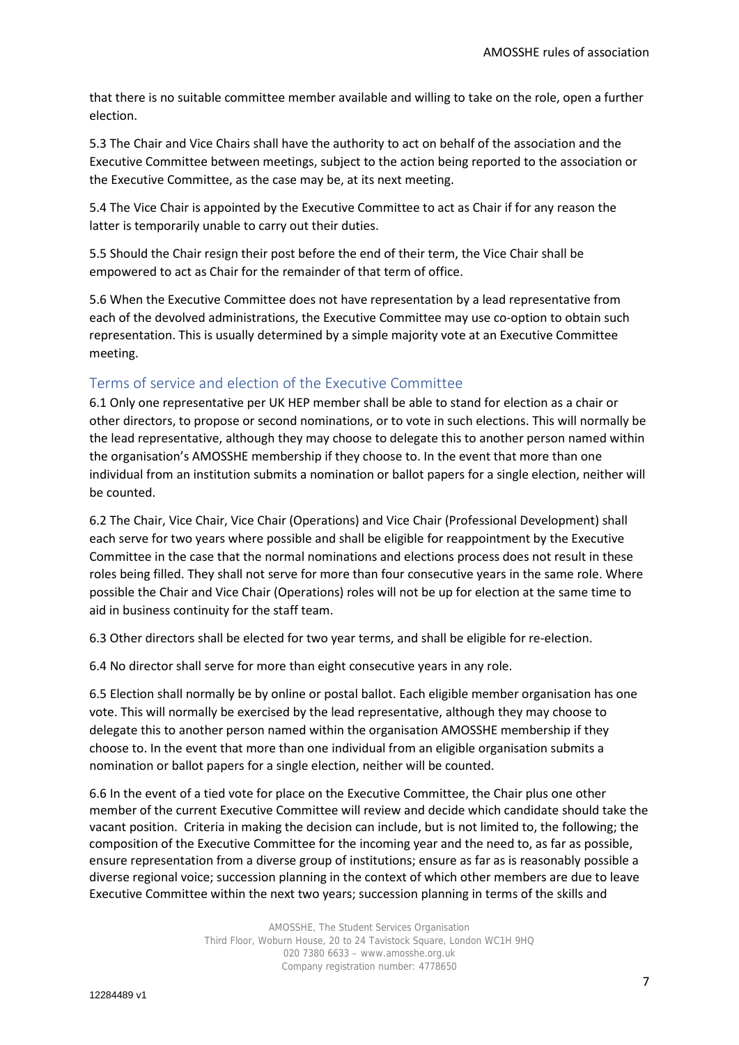that there is no suitable committee member available and willing to take on the role, open a further election.

5.3 The Chair and Vice Chairs shall have the authority to act on behalf of the association and the Executive Committee between meetings, subject to the action being reported to the association or the Executive Committee, as the case may be, at its next meeting.

5.4 The Vice Chair is appointed by the Executive Committee to act as Chair if for any reason the latter is temporarily unable to carry out their duties.

5.5 Should the Chair resign their post before the end of their term, the Vice Chair shall be empowered to act as Chair for the remainder of that term of office.

5.6 When the Executive Committee does not have representation by a lead representative from each of the devolved administrations, the Executive Committee may use co-option to obtain such representation. This is usually determined by a simple majority vote at an Executive Committee meeting.

## Terms of service and election of the Executive Committee

6.1 Only one representative per UK HEP member shall be able to stand for election as a chair or other directors, to propose or second nominations, or to vote in such elections. This will normally be the lead representative, although they may choose to delegate this to another person named within the organisation's AMOSSHE membership if they choose to. In the event that more than one individual from an institution submits a nomination or ballot papers for a single election, neither will be counted.

6.2 The Chair, Vice Chair, Vice Chair (Operations) and Vice Chair (Professional Development) shall each serve for two years where possible and shall be eligible for reappointment by the Executive Committee in the case that the normal nominations and elections process does not result in these roles being filled. They shall not serve for more than four consecutive years in the same role. Where possible the Chair and Vice Chair (Operations) roles will not be up for election at the same time to aid in business continuity for the staff team.

6.3 Other directors shall be elected for two year terms, and shall be eligible for re-election.

6.4 No director shall serve for more than eight consecutive years in any role.

6.5 Election shall normally be by online or postal ballot. Each eligible member organisation has one vote. This will normally be exercised by the lead representative, although they may choose to delegate this to another person named within the organisation AMOSSHE membership if they choose to. In the event that more than one individual from an eligible organisation submits a nomination or ballot papers for a single election, neither will be counted.

6.6 In the event of a tied vote for place on the Executive Committee, the Chair plus one other member of the current Executive Committee will review and decide which candidate should take the vacant position. Criteria in making the decision can include, but is not limited to, the following; the composition of the Executive Committee for the incoming year and the need to, as far as possible, ensure representation from a diverse group of institutions; ensure as far as is reasonably possible a diverse regional voice; succession planning in the context of which other members are due to leave Executive Committee within the next two years; succession planning in terms of the skills and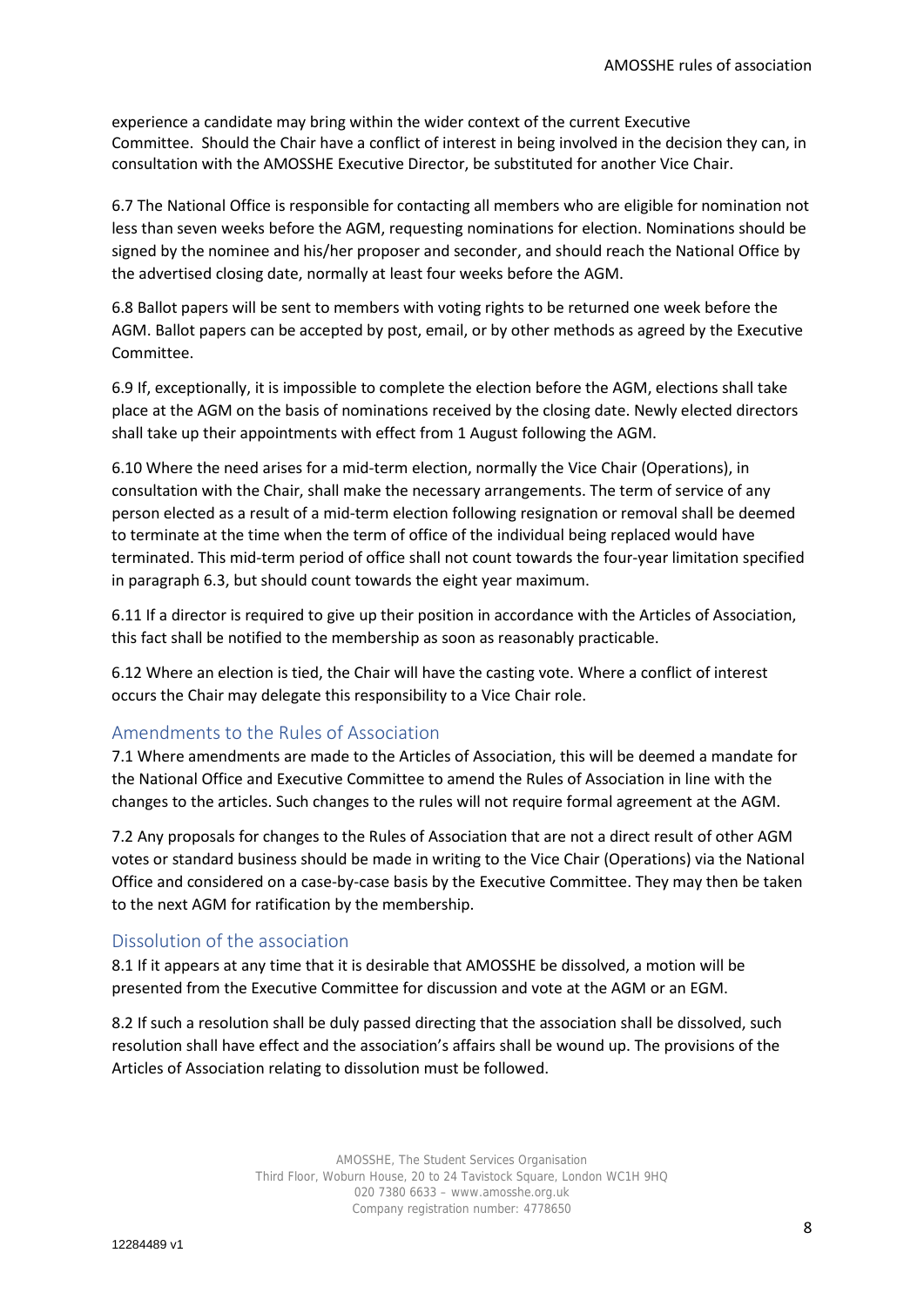experience a candidate may bring within the wider context of the current Executive Committee. Should the Chair have a conflict of interest in being involved in the decision they can, in consultation with the AMOSSHE Executive Director, be substituted for another Vice Chair.

6.7 The National Office is responsible for contacting all members who are eligible for nomination not less than seven weeks before the AGM, requesting nominations for election. Nominations should be signed by the nominee and his/her proposer and seconder, and should reach the National Office by the advertised closing date, normally at least four weeks before the AGM.

6.8 Ballot papers will be sent to members with voting rights to be returned one week before the AGM. Ballot papers can be accepted by post, email, or by other methods as agreed by the Executive Committee.

6.9 If, exceptionally, it is impossible to complete the election before the AGM, elections shall take place at the AGM on the basis of nominations received by the closing date. Newly elected directors shall take up their appointments with effect from 1 August following the AGM.

6.10 Where the need arises for a mid-term election, normally the Vice Chair (Operations), in consultation with the Chair, shall make the necessary arrangements. The term of service of any person elected as a result of a mid-term election following resignation or removal shall be deemed to terminate at the time when the term of office of the individual being replaced would have terminated. This mid-term period of office shall not count towards the four-year limitation specified in paragraph 6.3, but should count towards the eight year maximum.

6.11 If a director is required to give up their position in accordance with the Articles of Association, this fact shall be notified to the membership as soon as reasonably practicable.

6.12 Where an election is tied, the Chair will have the casting vote. Where a conflict of interest occurs the Chair may delegate this responsibility to a Vice Chair role.

## Amendments to the Rules of Association

7.1 Where amendments are made to the Articles of Association, this will be deemed a mandate for the National Office and Executive Committee to amend the Rules of Association in line with the changes to the articles. Such changes to the rules will not require formal agreement at the AGM.

7.2 Any proposals for changes to the Rules of Association that are not a direct result of other AGM votes or standard business should be made in writing to the Vice Chair (Operations) via the National Office and considered on a case-by-case basis by the Executive Committee. They may then be taken to the next AGM for ratification by the membership.

## Dissolution of the association

8.1 If it appears at any time that it is desirable that AMOSSHE be dissolved, a motion will be presented from the Executive Committee for discussion and vote at the AGM or an EGM.

8.2 If such a resolution shall be duly passed directing that the association shall be dissolved, such resolution shall have effect and the association's affairs shall be wound up. The provisions of the Articles of Association relating to dissolution must be followed.